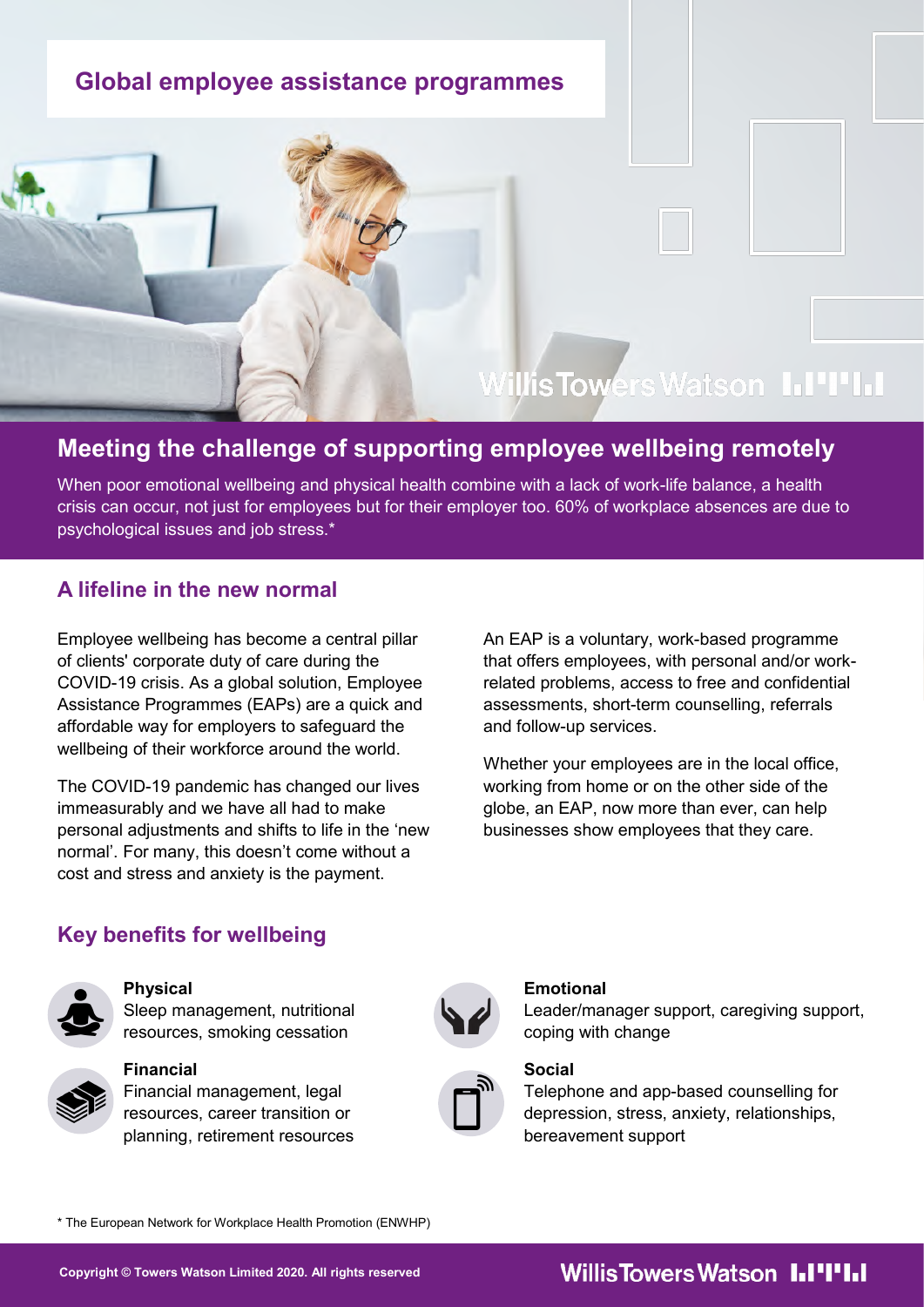# Global employee assistance programmes

## Meeting the challenge of supporting employee wellbeing remotely

When poor emotional wellbeing and physical health combine with a lack of work-life balance, a health crisis can occur, not just for employees but for their employer too. 60% of workplace absences are due to psychological issues and job stress.*

## A lifeline in the new normal

Employee wellbeing has become a central pillar of clients' corporate duty of care during the COVID-19 crisis. As a global solution, Employee Assistance Programmes (EAPs) are a quick and affordable way for employers to safeguard the wellbeing of their workforce around the world.

The COVID-19 pandemic has changed our lives immeasurably and we have all had to make personal adjustments and shifts to life in the 'new normal'. For many, this doesn't come without a cost and stress and anxiety is the payment.

An EAP is a voluntary, work-based programme that offers employees, with personal and/or work-related problems, access to free and confidential assessments, short-term counselling, referrals and follow-up services.

Whether your employees are in the local office, working from home or on the other side of the globe, an EAP, now more than ever, can help businesses show employees that they care.

## Key benefits for wellbeing

**Physical**
Sleep management, nutritional resources, smoking cessation

**Financial**
Financial management, legal resources, career transition or planning, retirement resources

**Emotional**
Leader/manager support, caregiving support, coping with change

**Social**
Telephone and app-based counselling for depression, stress, anxiety, relationships, bereavement support

\* The European Network for Workplace Health Promotion (ENWHP)

Copyright © Towers Watson Limited 2020. All rights reserved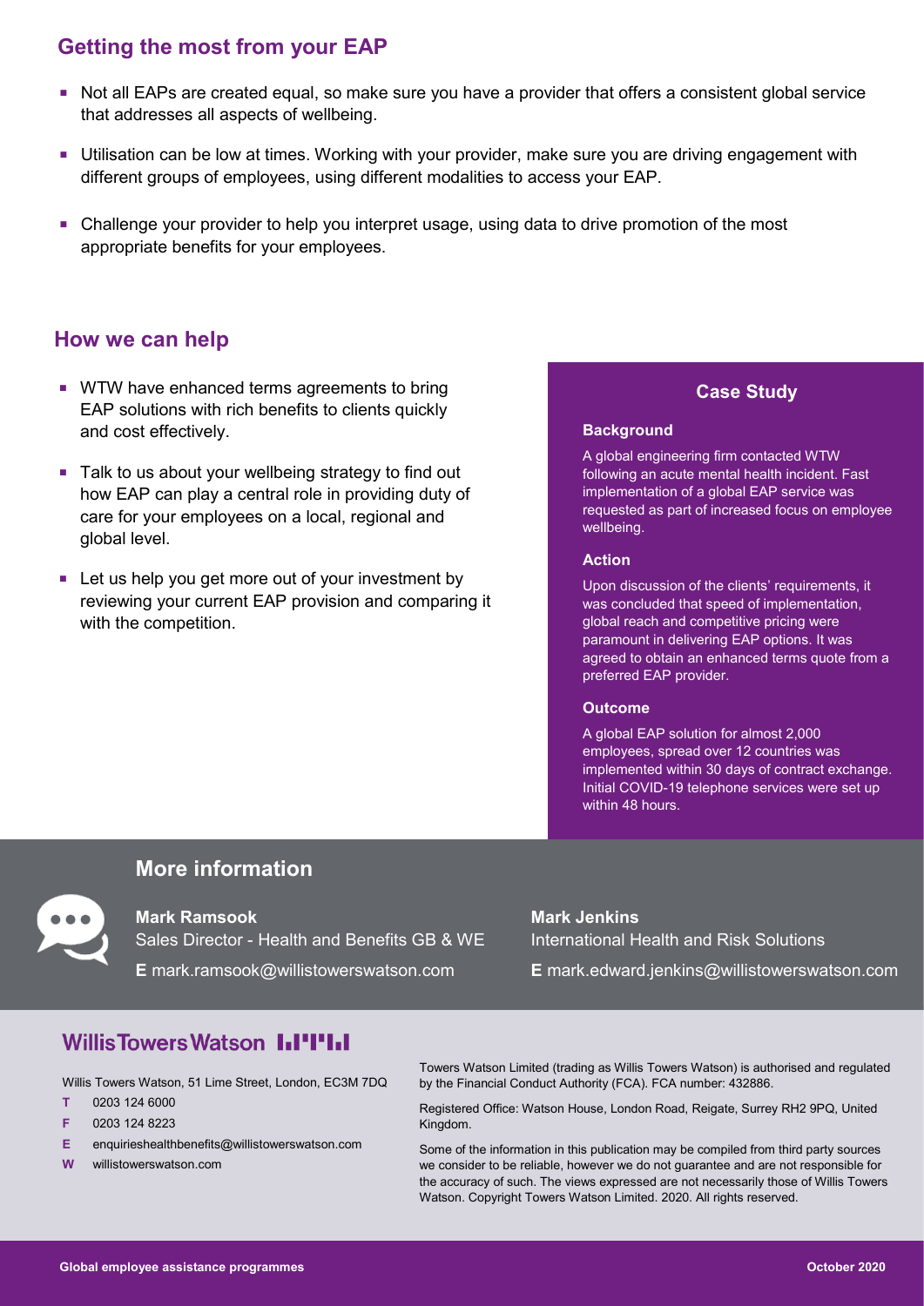## Getting the most from your EAP

- Not all EAPs are created equal, so make sure you have a provider that offers a consistent global service that addresses all aspects of wellbeing.
- Utilisation can be low at times. Working with your provider, make sure you are driving engagement with different groups of employees, using different modalities to access your EAP.
- Challenge your provider to help you interpret usage, using data to drive promotion of the most appropriate benefits for your employees.

## How we can help

- WTW have enhanced terms agreements to bring EAP solutions with rich benefits to clients quickly and cost effectively.
- Talk to us about your wellbeing strategy to find out how EAP can play a central role in providing duty of care for your employees on a local, regional and global level.
- Let us help you get more out of your investment by reviewing your current EAP provision and comparing it with the competition.

### Case Study

**Background**

A global engineering firm contacted WTW following an acute mental health incident. Fast implementation of a global EAP service was requested as part of increased focus on employee wellbeing.

**Action**

Upon discussion of the clients' requirements, it was concluded that speed of implementation, global reach and competitive pricing were paramount in delivering EAP options. It was agreed to obtain an enhanced terms quote from a preferred EAP provider.

**Outcome**

A global EAP solution for almost 2,000 employees, spread over 12 countries was implemented within 30 days of contract exchange. Initial COVID-19 telephone services were set up within 48 hours.

## More information

**Mark Ramsook**
Sales Director - Health and Benefits GB & WE
**E** mark.ramsook@willistowerswatson.com

**Mark Jenkins**
International Health and Risk Solutions
**E** mark.edward.jenkins@willistowerswatson.com

**Willis Towers Watson**

Willis Towers Watson, 51 Lime Street, London, EC3M 7DQ

**T** 0203 124 6000
**F** 0203 124 8223
**E** enquirieshealthbenefits@willistowerswatson.com
**W** willistowerswatson.com

Towers Watson Limited (trading as Willis Towers Watson) is authorised and regulated by the Financial Conduct Authority (FCA). FCA number: 432886.

Registered Office: Watson House, London Road, Reigate, Surrey RH2 9PQ, United Kingdom.

Some of the information in this publication may be compiled from third party sources we consider to be reliable, however we do not guarantee and are not responsible for the accuracy of such. The views expressed are not necessarily those of Willis Towers Watson. Copyright Towers Watson Limited. 2020. All rights reserved.